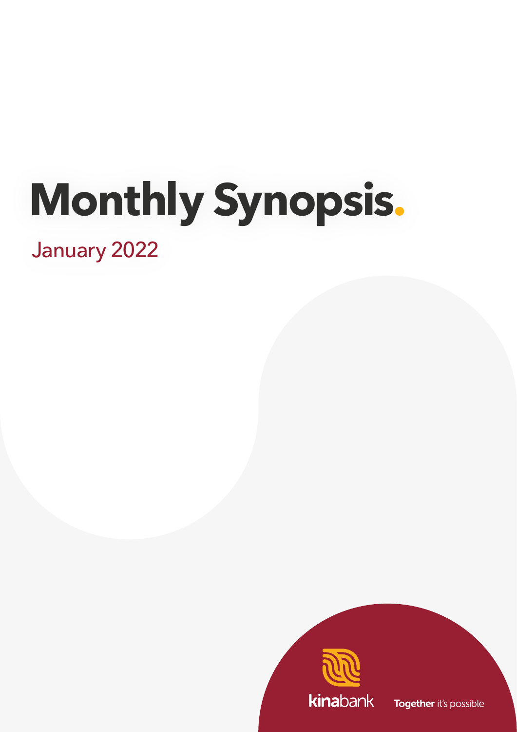# Monthly Synopsis.

January 2022

kinabank

Together it's possible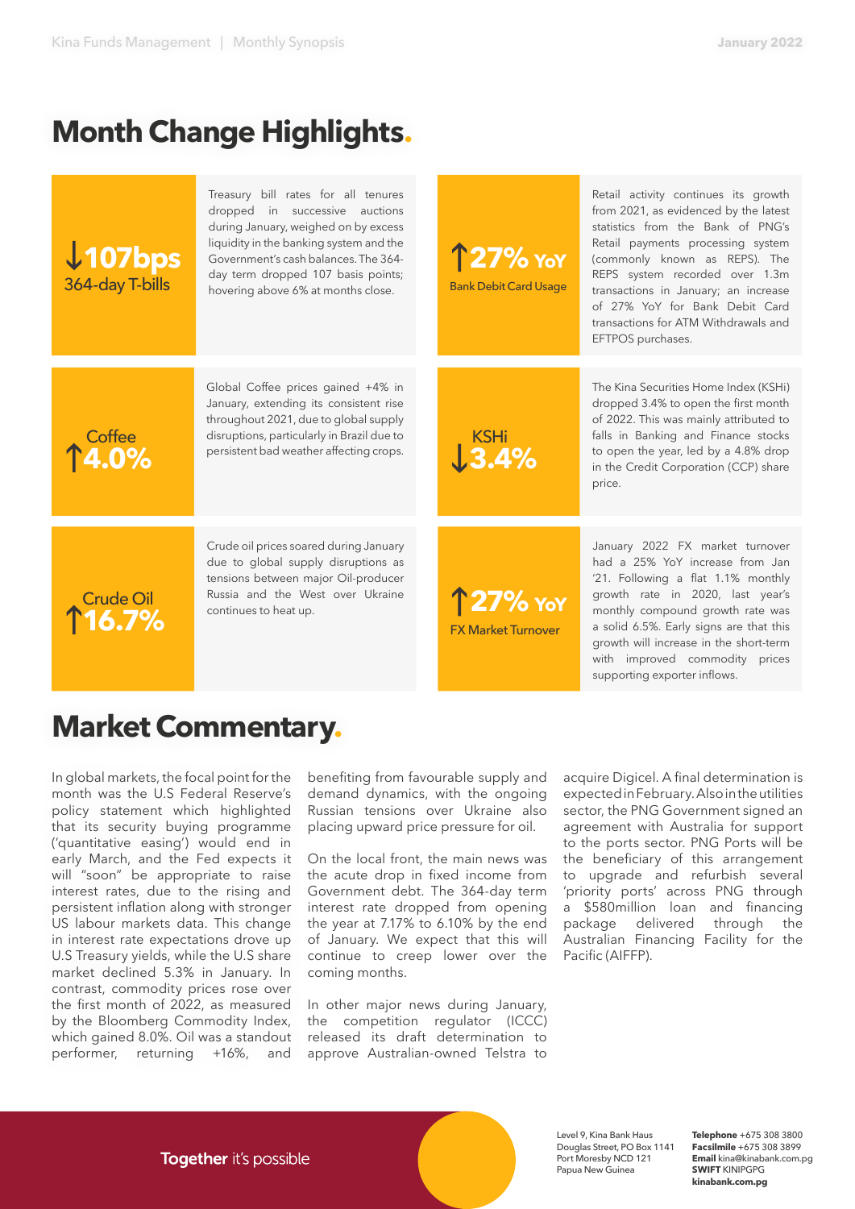# Month Change Highlights.

**↓107bps**
364-day T-bills

Treasury bill rates for all tenures dropped in successive auctions during January, weighed on by excess liquidity in the banking system and the Government's cash balances. The 364-day term dropped 107 basis points; hovering above 6% at months close.

**↑27% YoY**
Bank Debit Card Usage

Retail activity continues its growth from 2021, as evidenced by the latest statistics from the Bank of PNG's Retail payments processing system (commonly known as REPS). The REPS system recorded over 1.3m transactions in January; an increase of 27% YoY for Bank Debit Card transactions for ATM Withdrawals and EFTPOS purchases.

Coffee
**↑4.0%**

Global Coffee prices gained +4% in January, extending its consistent rise throughout 2021, due to global supply disruptions, particularly in Brazil due to persistent bad weather affecting crops.

KSHi
**↓3.4%**

The Kina Securities Home Index (KSHi) dropped 3.4% to open the first month of 2022. This was mainly attributed to falls in Banking and Finance stocks to open the year, led by a 4.8% drop in the Credit Corporation (CCP) share price.

Crude Oil
**↑16.7%**

Crude oil prices soared during January due to global supply disruptions as tensions between major Oil-producer Russia and the West over Ukraine continues to heat up.

**↑27% YoY**
FX Market Turnover

January 2022 FX market turnover had a 25% YoY increase from Jan '21. Following a flat 1.1% monthly growth rate in 2020, last year's monthly compound growth rate was a solid 6.5%. Early signs are that this growth will increase in the short-term with improved commodity prices supporting exporter inflows.

# Market Commentary.

In global markets, the focal point for the month was the U.S Federal Reserve's policy statement which highlighted that its security buying programme ('quantitative easing') would end in early March, and the Fed expects it will "soon" be appropriate to raise interest rates, due to the rising and persistent inflation along with stronger US labour markets data. This change in interest rate expectations drove up U.S Treasury yields, while the U.S share market declined 5.3% in January. In contrast, commodity prices rose over the first month of 2022, as measured by the Bloomberg Commodity Index, which gained 8.0%. Oil was a standout performer, returning +16%, and benefiting from favourable supply and demand dynamics, with the ongoing Russian tensions over Ukraine also placing upward price pressure for oil.

On the local front, the main news was the acute drop in fixed income from Government debt. The 364-day term interest rate dropped from opening the year at 7.17% to 6.10% by the end of January. We expect that this will continue to creep lower over the coming months.

In other major news during January, the competition regulator (ICCC) released its draft determination to approve Australian-owned Telstra to acquire Digicel. A final determination is expected in February. Also in the utilities sector, the PNG Government signed an agreement with Australia for support to the ports sector. PNG Ports will be the beneficiary of this arrangement to upgrade and refurbish several 'priority ports' across PNG through a $580million loan and financing package delivered through the Australian Financing Facility for the Pacific (AIFFP).

**Together** it's possible

Level 9, Kina Bank Haus
Douglas Street, PO Box 1141
Port Moresby NCD 121
Papua New Guinea

**Telephone** +675 308 3800
**Facsilmile** +675 308 3899
**Email** kina@kinabank.com.pg
**SWIFT** KINIPGPG
**kinabank.com.pg**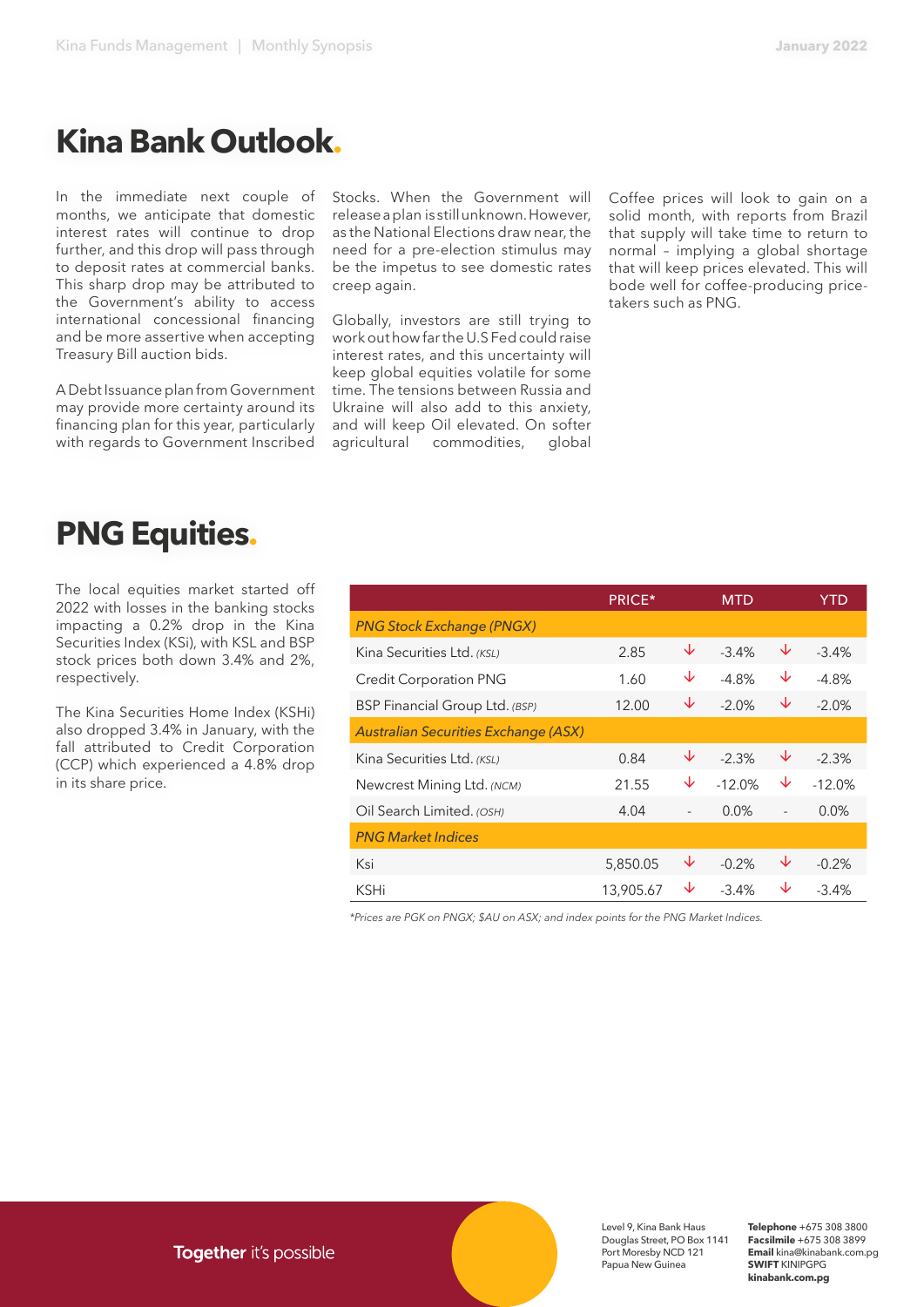# Kina Bank Outlook.

In the immediate next couple of months, we anticipate that domestic interest rates will continue to drop further, and this drop will pass through to deposit rates at commercial banks. This sharp drop may be attributed to the Government's ability to access international concessional financing and be more assertive when accepting Treasury Bill auction bids.

A Debt Issuance plan from Government may provide more certainty around its financing plan for this year, particularly with regards to Government Inscribed Stocks. When the Government will release a plan is still unknown. However, as the National Elections draw near, the need for a pre-election stimulus may be the impetus to see domestic rates creep again.

Globally, investors are still trying to work out how far the U.S Fed could raise interest rates, and this uncertainty will keep global equities volatile for some time. The tensions between Russia and Ukraine will also add to this anxiety, and will keep Oil elevated. On softer agricultural commodities, global Coffee prices will look to gain on a solid month, with reports from Brazil that supply will take time to return to normal – implying a global shortage that will keep prices elevated. This will bode well for coffee-producing price-takers such as PNG.

# PNG Equities.

The local equities market started off 2022 with losses in the banking stocks impacting a 0.2% drop in the Kina Securities Index (KSi), with KSL and BSP stock prices both down 3.4% and 2%, respectively.

The Kina Securities Home Index (KSHi) also dropped 3.4% in January, with the fall attributed to Credit Corporation (CCP) which experienced a 4.8% drop in its share price.

| | PRICE* | | MTD | | YTD |
|---|---|---|---|---|---|
| *PNG Stock Exchange (PNGX)* | | | | | |
| Kina Securities Ltd. *(KSL)* | 2.85 | ↓ | -3.4% | ↓ | -3.4% |
| Credit Corporation PNG | 1.60 | ↓ | -4.8% | ↓ | -4.8% |
| BSP Financial Group Ltd. *(BSP)* | 12.00 | ↓ | -2.0% | ↓ | -2.0% |
| *Australian Securities Exchange (ASX)* | | | | | |
| Kina Securities Ltd. *(KSL)* | 0.84 | ↓ | -2.3% | ↓ | -2.3% |
| Newcrest Mining Ltd. *(NCM)* | 21.55 | ↓ | -12.0% | ↓ | -12.0% |
| Oil Search Limited. *(OSH)* | 4.04 | - | 0.0% | - | 0.0% |
| *PNG Market Indices* | | | | | |
| Ksi | 5,850.05 | ↓ | -0.2% | ↓ | -0.2% |
| KSHi | 13,905.67 | ↓ | -3.4% | ↓ | -3.4% |

*\*Prices are PGK on PNGX; $AU on ASX; and index points for the PNG Market Indices.*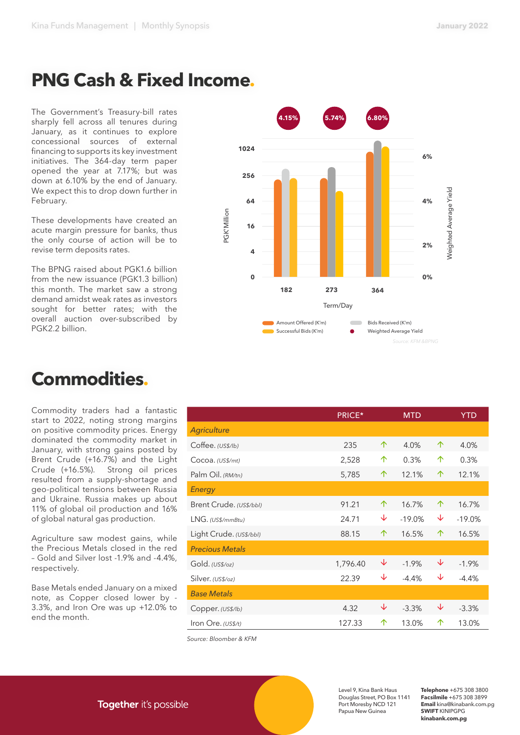# PNG Cash & Fixed Income.

The Government's Treasury-bill rates sharply fell across all tenures during January, as it continues to explore concessional sources of external financing to supports its key investment initiatives. The 364-day term paper opened the year at 7.17%; but was down at 6.10% by the end of January. We expect this to drop down further in February.

These developments have created an acute margin pressure for banks, thus the only course of action will be to revise term deposits rates.

The BPNG raised about PGK1.6 billion from the new issuance (PGK1.3 billion) this month. The market saw a strong demand amidst weak rates as investors sought for better rates; with the overall auction over-subscribed by PGK2.2 billion.

4.15%
5.74%
6.80%

1024
256
64
16
4
0

PGK'Million

6%
4%
2%
0%

Weighted Average Yield

182
273
364

Term/Day

Amount Offered (K'm)
Bids Received (K'm)
Successful Bids (K'm)
Weighted Average Yield

Source: KFM &BPNG

# Commodities.

Commodity traders had a fantastic start to 2022, noting strong margins on positive commodity prices. Energy dominated the commodity market in January, with strong gains posted by Brent Crude (+16.7%) and the Light Crude (+16.5%). Strong oil prices resulted from a supply-shortage and geo-political tensions between Russia and Ukraine. Russia makes up about 11% of global oil production and 16% of global natural gas production.

Agriculture saw modest gains, while the Precious Metals closed in the red – Gold and Silver lost -1.9% and -4.4%, respectively.

Base Metals ended January on a mixed note, as Copper closed lower by -3.3%, and Iron Ore was up +12.0% to end the month.

| | PRICE* | | MTD | | YTD |
|---|---|---|---|---|---|
| *Agriculture* | | | | | |
| Coffee. *(US$/lb)* | 235 | ↑ | 4.0% | ↑ | 4.0% |
| Cocoa. *(US$/mt)* | 2,528 | ↑ | 0.3% | ↑ | 0.3% |
| Palm Oil. *(RM/tn)* | 5,785 | ↑ | 12.1% | ↑ | 12.1% |
| *Energy* | | | | | |
| Brent Crude. *(US$/bbl)* | 91.21 | ↑ | 16.7% | ↑ | 16.7% |
| LNG. *(US$/mmBtu)* | 24.71 | ↓ | -19.0% | ↓ | -19.0% |
| Light Crude. *(US$/bbl)* | 88.15 | ↑ | 16.5% | ↑ | 16.5% |
| *Precious Metals* | | | | | |
| Gold. *(US$/oz)* | 1,796.40 | ↓ | -1.9% | ↓ | -1.9% |
| Silver. *(US$/oz)* | 22.39 | ↓ | -4.4% | ↓ | -4.4% |
| *Base Metals* | | | | | |
| Copper. *(US$/lb)* | 4.32 | ↓ | -3.3% | ↓ | -3.3% |
| Iron Ore. *(US$/t)* | 127.33 | ↑ | 13.0% | ↑ | 13.0% |

*Source: Bloomber & KFM*

**Together** it's possible

Level 9, Kina Bank Haus
Douglas Street, PO Box 1141
Port Moresby NCD 121
Papua New Guinea

**Telephone** +675 308 3800
**Facsilmile** +675 308 3899
**Email** kina@kinabank.com.pg
**SWIFT** KINIPGPG
**kinabank.com.pg**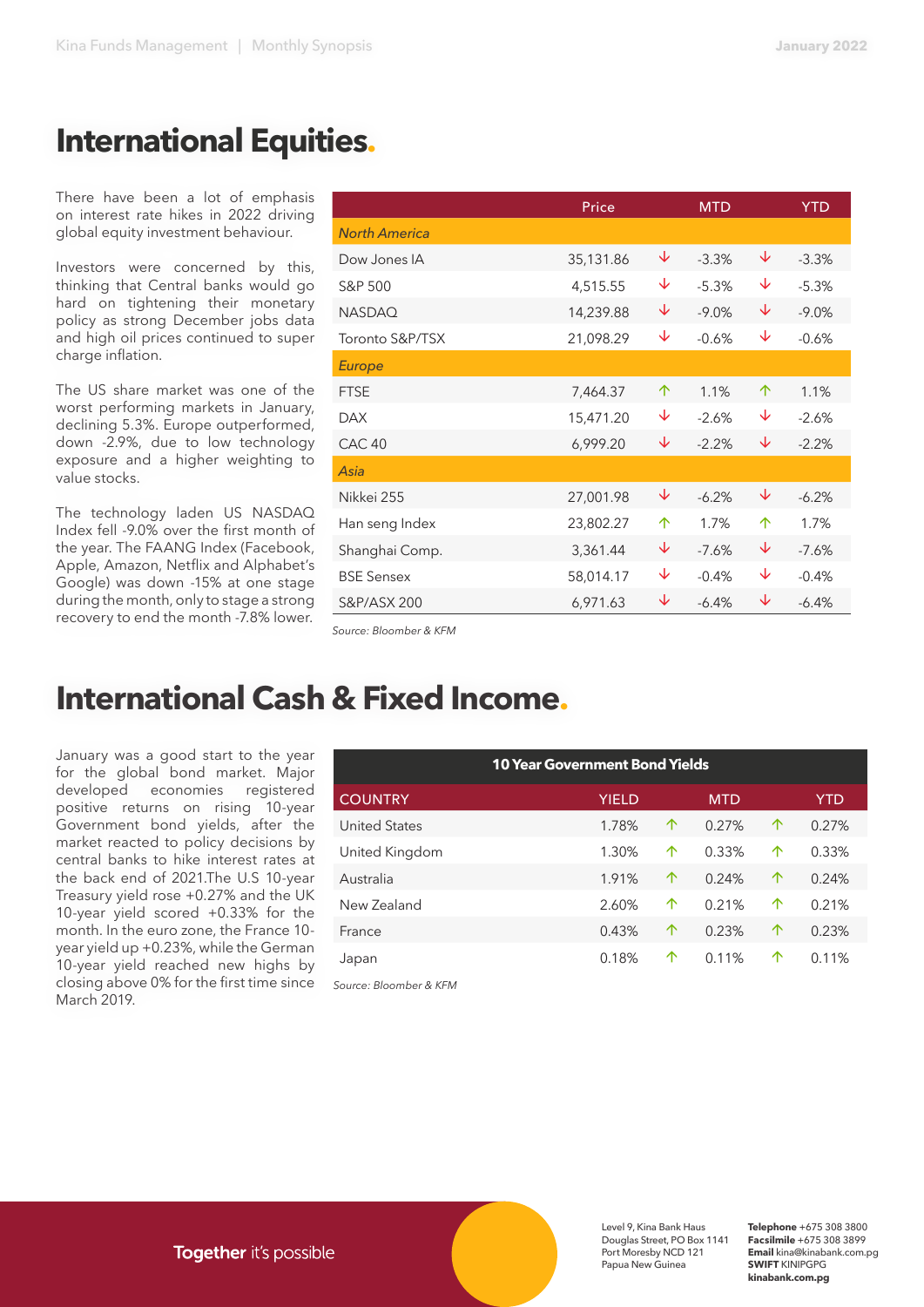# International Equities.

There have been a lot of emphasis on interest rate hikes in 2022 driving global equity investment behaviour.

Investors were concerned by this, thinking that Central banks would go hard on tightening their monetary policy as strong December jobs data and high oil prices continued to super charge inflation.

The US share market was one of the worst performing markets in January, declining 5.3%. Europe outperformed, down -2.9%, due to low technology exposure and a higher weighting to value stocks.

The technology laden US NASDAQ Index fell -9.0% over the first month of the year. The FAANG Index (Facebook, Apple, Amazon, Netflix and Alphabet's Google) was down -15% at one stage during the month, only to stage a strong recovery to end the month -7.8% lower.

| | Price | | MTD | | YTD |
|---|---|---|---|---|---|
| *North America* | | | | | |
| Dow Jones IA | 35,131.86 | ↓ | -3.3% | ↓ | -3.3% |
| S&P 500 | 4,515.55 | ↓ | -5.3% | ↓ | -5.3% |
| NASDAQ | 14,239.88 | ↓ | -9.0% | ↓ | -9.0% |
| Toronto S&P/TSX | 21,098.29 | ↓ | -0.6% | ↓ | -0.6% |
| *Europe* | | | | | |
| FTSE | 7,464.37 | ↑ | 1.1% | ↑ | 1.1% |
| DAX | 15,471.20 | ↓ | -2.6% | ↓ | -2.6% |
| CAC 40 | 6,999.20 | ↓ | -2.2% | ↓ | -2.2% |
| *Asia* | | | | | |
| Nikkei 255 | 27,001.98 | ↓ | -6.2% | ↓ | -6.2% |
| Han seng Index | 23,802.27 | ↑ | 1.7% | ↑ | 1.7% |
| Shanghai Comp. | 3,361.44 | ↓ | -7.6% | ↓ | -7.6% |
| BSE Sensex | 58,014.17 | ↓ | -0.4% | ↓ | -0.4% |
| S&P/ASX 200 | 6,971.63 | ↓ | -6.4% | ↓ | -6.4% |

*Source: Bloomber & KFM*

# International Cash & Fixed Income.

January was a good start to the year for the global bond market. Major developed economies registered positive returns on rising 10-year Government bond yields, after the market reacted to policy decisions by central banks to hike interest rates at the back end of 2021.The U.S 10-year Treasury yield rose +0.27% and the UK 10-year yield scored +0.33% for the month. In the euro zone, the France 10-year yield up +0.23%, while the German 10-year yield reached new highs by closing above 0% for the first time since March 2019.

**10 Year Government Bond Yields**

| COUNTRY | YIELD | | MTD | | YTD |
|---|---|---|---|---|---|
| United States | 1.78% | ↑ | 0.27% | ↑ | 0.27% |
| United Kingdom | 1.30% | ↑ | 0.33% | ↑ | 0.33% |
| Australia | 1.91% | ↑ | 0.24% | ↑ | 0.24% |
| New Zealand | 2.60% | ↑ | 0.21% | ↑ | 0.21% |
| France | 0.43% | ↑ | 0.23% | ↑ | 0.23% |
| Japan | 0.18% | ↑ | 0.11% | ↑ | 0.11% |

*Source: Bloomber & KFM*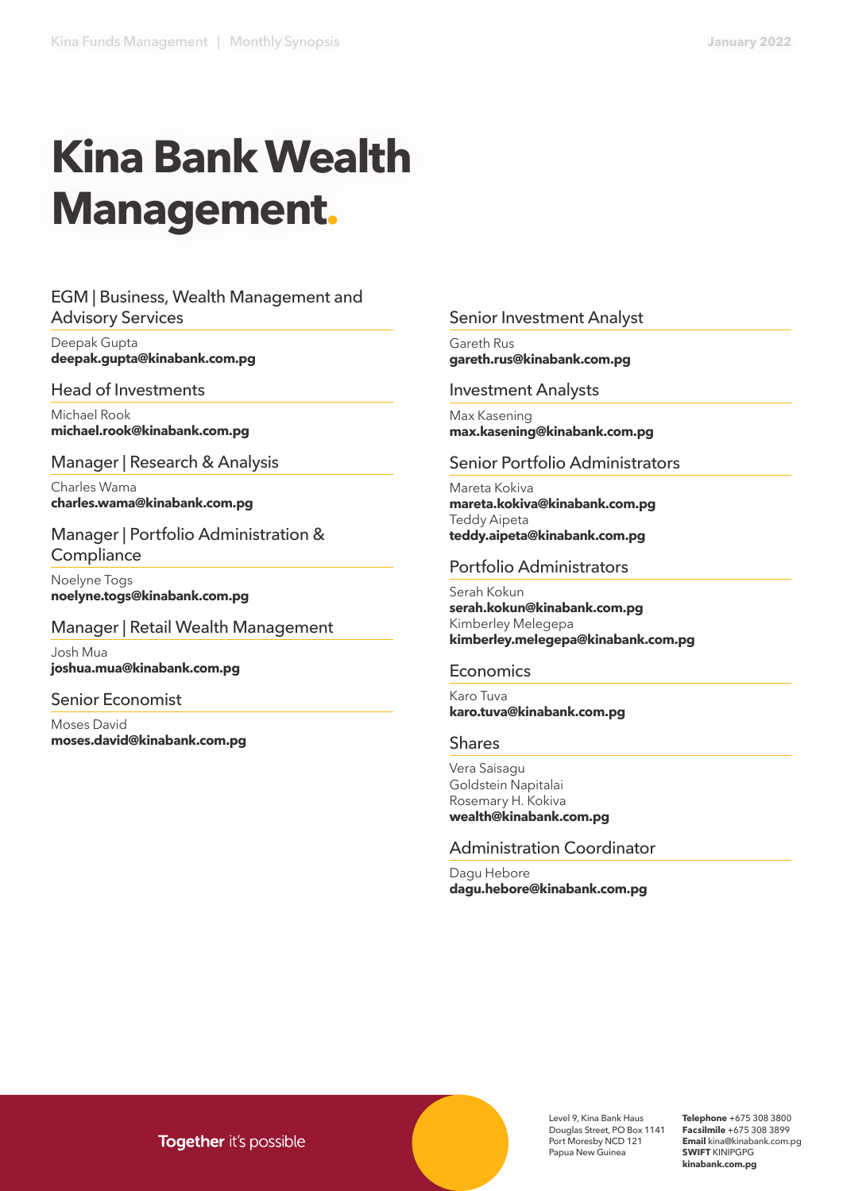# Kina Bank Wealth Management.

## EGM | Business, Wealth Management and Advisory Services

Deepak Gupta
**deepak.gupta@kinabank.com.pg**

## Head of Investments

Michael Rook
**michael.rook@kinabank.com.pg**

## Manager | Research & Analysis

Charles Wama
**charles.wama@kinabank.com.pg**

## Manager | Portfolio Administration & Compliance

Noelyne Togs
**noelyne.togs@kinabank.com.pg**

## Manager | Retail Wealth Management

Josh Mua
**joshua.mua@kinabank.com.pg**

## Senior Economist

Moses David
**moses.david@kinabank.com.pg**

## Senior Investment Analyst

Gareth Rus
**gareth.rus@kinabank.com.pg**

## Investment Analysts

Max Kasening
**max.kasening@kinabank.com.pg**

## Senior Portfolio Administrators

Mareta Kokiva
**mareta.kokiva@kinabank.com.pg**
Teddy Aipeta
**teddy.aipeta@kinabank.com.pg**

## Portfolio Administrators

Serah Kokun
**serah.kokun@kinabank.com.pg**
Kimberley Melegepa
**kimberley.melegepa@kinabank.com.pg**

## Economics

Karo Tuva
**karo.tuva@kinabank.com.pg**

## Shares

Vera Saisagu
Goldstein Napitalai
Rosemary H. Kokiva
**wealth@kinabank.com.pg**

## Administration Coordinator

Dagu Hebore
**dagu.hebore@kinabank.com.pg**

**Together** it's possible

Level 9, Kina Bank Haus
Douglas Street, PO Box 1141
Port Moresby NCD 121
Papua New Guinea

**Telephone** +675 308 3800
**Facsilmile** +675 308 3899
**Email** kina@kinabank.com.pg
**SWIFT** KINIPGPG
**kinabank.com.pg**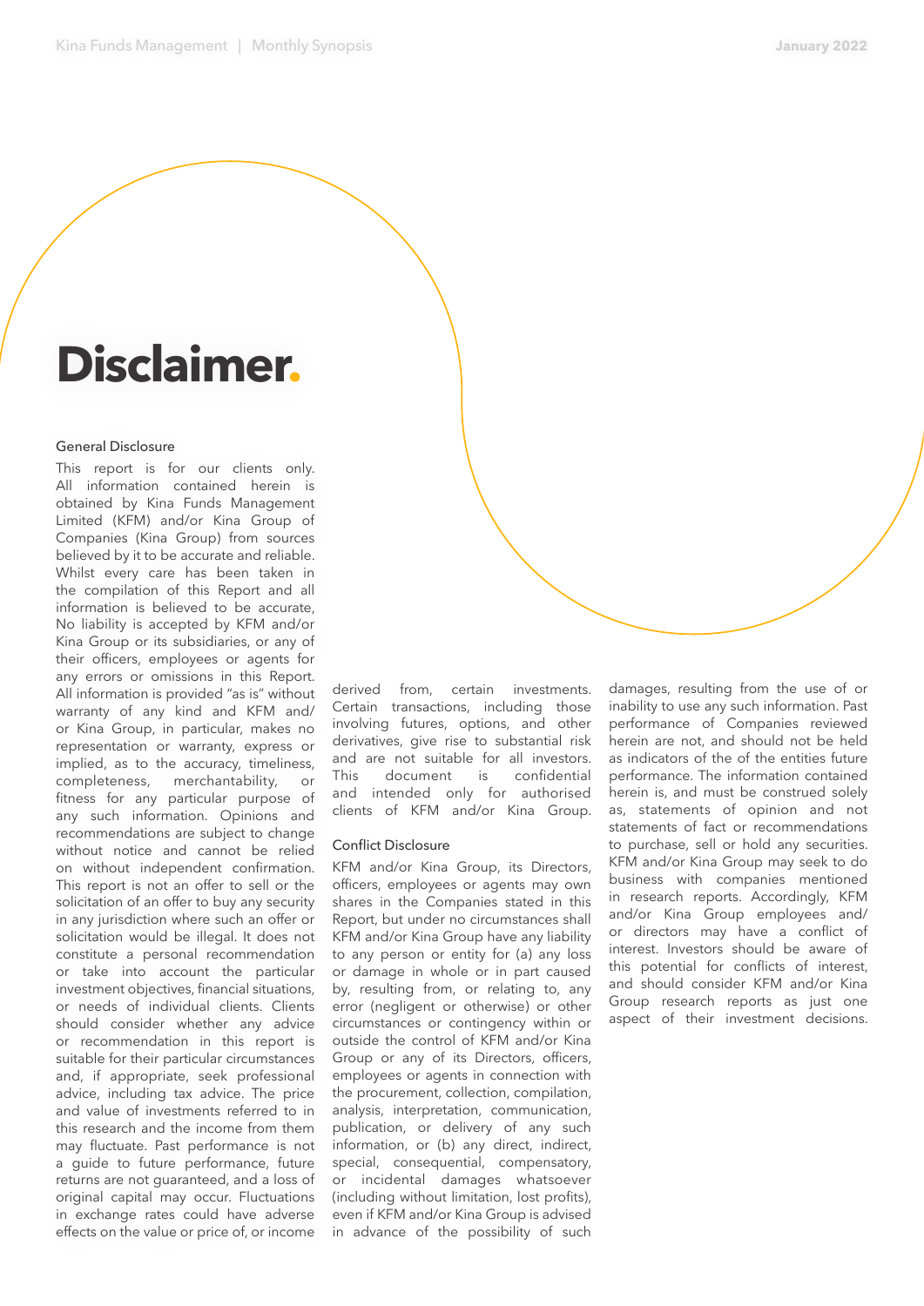# Disclaimer.

### General Disclosure

This report is for our clients only. All information contained herein is obtained by Kina Funds Management Limited (KFM) and/or Kina Group of Companies (Kina Group) from sources believed by it to be accurate and reliable. Whilst every care has been taken in the compilation of this Report and all information is believed to be accurate, No liability is accepted by KFM and/or Kina Group or its subsidiaries, or any of their officers, employees or agents for any errors or omissions in this Report. All information is provided "as is" without warranty of any kind and KFM and/or Kina Group, in particular, makes no representation or warranty, express or implied, as to the accuracy, timeliness, completeness, merchantability, or fitness for any particular purpose of any such information. Opinions and recommendations are subject to change without notice and cannot be relied on without independent confirmation. This report is not an offer to sell or the solicitation of an offer to buy any security in any jurisdiction where such an offer or solicitation would be illegal. It does not constitute a personal recommendation or take into account the particular investment objectives, financial situations, or needs of individual clients. Clients should consider whether any advice or recommendation in this report is suitable for their particular circumstances and, if appropriate, seek professional advice, including tax advice. The price and value of investments referred to in this research and the income from them may fluctuate. Past performance is not a guide to future performance, future returns are not guaranteed, and a loss of original capital may occur. Fluctuations in exchange rates could have adverse effects on the value or price of, or income derived from, certain investments. Certain transactions, including those involving futures, options, and other derivatives, give rise to substantial risk and are not suitable for all investors. This document is confidential and intended only for authorised clients of KFM and/or Kina Group.

### Conflict Disclosure

KFM and/or Kina Group, its Directors, officers, employees or agents may own shares in the Companies stated in this Report, but under no circumstances shall KFM and/or Kina Group have any liability to any person or entity for (a) any loss or damage in whole or in part caused by, resulting from, or relating to, any error (negligent or otherwise) or other circumstances or contingency within or outside the control of KFM and/or Kina Group or any of its Directors, officers, employees or agents in connection with the procurement, collection, compilation, analysis, interpretation, communication, publication, or delivery of any such information, or (b) any direct, indirect, special, consequential, compensatory, or incidental damages whatsoever (including without limitation, lost profits), even if KFM and/or Kina Group is advised in advance of the possibility of such damages, resulting from the use of or inability to use any such information. Past performance of Companies reviewed herein are not, and should not be held as indicators of the of the entities future performance. The information contained herein is, and must be construed solely as, statements of opinion and not statements of fact or recommendations to purchase, sell or hold any securities. KFM and/or Kina Group may seek to do business with companies mentioned in research reports. Accordingly, KFM and/or Kina Group employees and/or directors may have a conflict of interest. Investors should be aware of this potential for conflicts of interest, and should consider KFM and/or Kina Group research reports as just one aspect of their investment decisions.